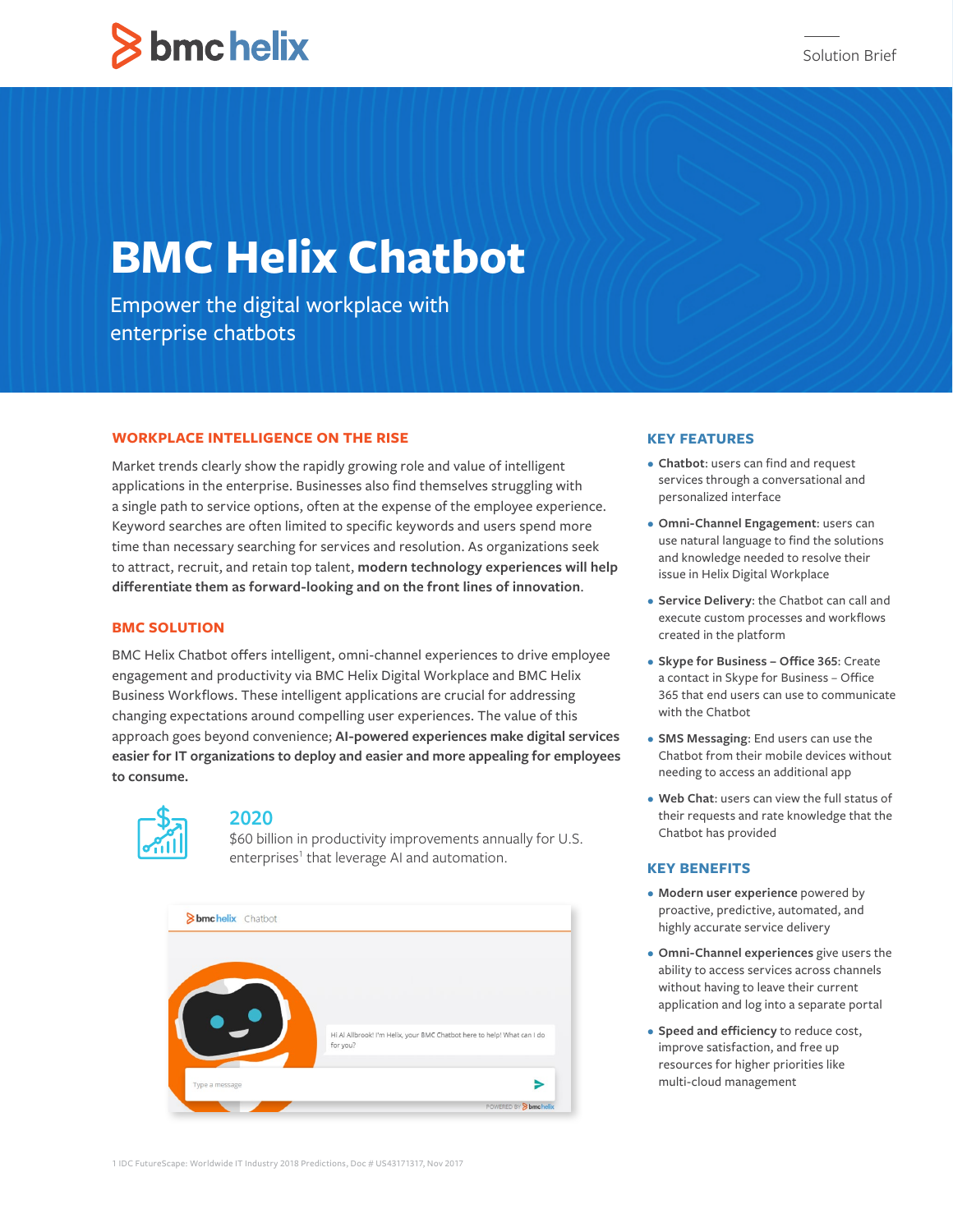# BMC Helix Chatbot

Empower the digital workplace with enterprise chatbots

## WORKPLACE INTELLIGENCE ON THE RISE

Market trends clearly show the rapidly growing role and value of intelligent applications in the enterprise. Businesses also find themselves struggling with a single path to service options, often at the expense of the employee experience. Keyword searches are often limited to specific keywords and users spend more time than necessary searching for services and resolution. As organizations seek to attract, recruit, and retain top talent, **modern technology experiences will help differentiate them as forward-looking and on the front lines of innovation**.

## BMC SOLUTION

BMC Helix Chatbot offers intelligent, omni-channel experiences to drive employee engagement and productivity via BMC Helix Digital Workplace and BMC Helix Business Workflows. These intelligent applications are crucial for addressing changing expectations around compelling user experiences. The value of this approach goes beyond convenience; **AI-powered experiences make digital services easier for IT organizations to deploy and easier and more appealing for employees to consume.**

**2020**

$60 billion in productivity improvements annually for U.S. enterprises[1] that leverage AI and automation.

## KEY FEATURES

- **Chatbot**: users can find and request services through a conversational and personalized interface
- **Omni-Channel Engagement**: users can use natural language to find the solutions and knowledge needed to resolve their issue in Helix Digital Workplace
- **Service Delivery**: the Chatbot can call and execute custom processes and workflows created in the platform
- **Skype for Business – Office 365**: Create a contact in Skype for Business – Office 365 that end users can use to communicate with the Chatbot
- **SMS Messaging**: End users can use the Chatbot from their mobile devices without needing to access an additional app
- **Web Chat**: users can view the full status of their requests and rate knowledge that the Chatbot has provided

## KEY BENEFITS

- **Modern user experience** powered by proactive, predictive, automated, and highly accurate service delivery
- **Omni-Channel experiences** give users the ability to access services across channels without having to leave their current application and log into a separate portal
- **Speed and efficiency** to reduce cost, improve satisfaction, and free up resources for higher priorities like multi-cloud management

1 IDC FutureScape: Worldwide IT Industry 2018 Predictions, Doc # US43171317, Nov 2017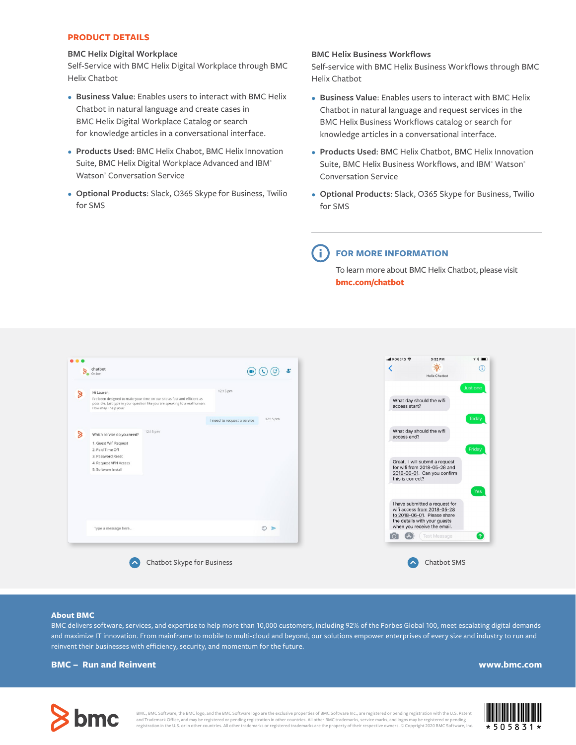## PRODUCT DETAILS

### BMC Helix Digital Workplace

Self-Service with BMC Helix Digital Workplace through BMC Helix Chatbot

- **Business Value**: Enables users to interact with BMC Helix Chatbot in natural language and create cases in BMC Helix Digital Workplace Catalog or search for knowledge articles in a conversational interface.
- **Products Used**: BMC Helix Chabot, BMC Helix Innovation Suite, BMC Helix Digital Workplace Advanced and IBM® Watson® Conversation Service
- **Optional Products**: Slack, O365 Skype for Business, Twilio for SMS

### BMC Helix Business Workflows

Self-service with BMC Helix Business Workflows through BMC Helix Chatbot

- **Business Value**: Enables users to interact with BMC Helix Chatbot in natural language and request services in the BMC Helix Business Workflows catalog or search for knowledge articles in a conversational interface.
- **Products Used**: BMC Helix Chatbot, BMC Helix Innovation Suite, BMC Helix Business Workflows, and IBM® Watson® Conversation Service
- **Optional Products**: Slack, O365 Skype for Business, Twilio for SMS

### FOR MORE INFORMATION

To learn more about BMC Helix Chatbot, please visit **bmc.com/chatbot**

Chatbot Skype for Business

Chatbot SMS

**About BMC**

BMC delivers software, services, and expertise to help more than 10,000 customers, including 92% of the Forbes Global 100, meet escalating digital demands and maximize IT innovation. From mainframe to mobile to multi-cloud and beyond, our solutions empower enterprises of every size and industry to run and reinvent their businesses with efficiency, security, and momentum for the future.

**BMC – Run and Reinvent** **www.bmc.com**

BMC, BMC Software, the BMC logo, and the BMC Software logo are the exclusive properties of BMC Software Inc., are registered or pending registration with the U.S. Patent and Trademark Office, and may be registered or pending registration in other countries. All other BMC trademarks, service marks, and logos may be registered or pending registration in the U.S. or in other countries. All other trademarks or registered trademarks are the property of their respective owners. © Copyright 2020 BMC Software, Inc.

*505831*